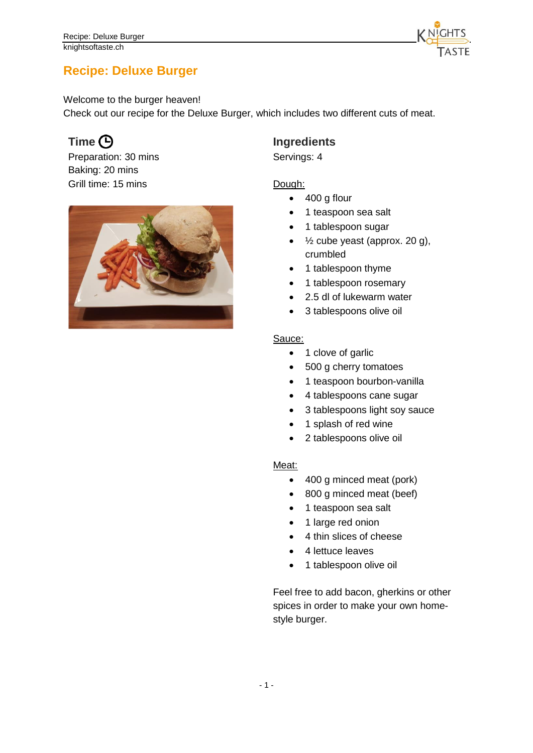# Recipe: Deluxe Burger

Welcome to the burger heaven!
Check out our recipe for the Deluxe Burger, which includes two different cuts of meat.

## Time

Preparation: 30 mins
Baking: 20 mins
Grill time: 15 mins

## Ingredients

Servings: 4

Dough:

- 400 g flour
- 1 teaspoon sea salt
- 1 tablespoon sugar
- ½ cube yeast (approx. 20 g), crumbled
- 1 tablespoon thyme
- 1 tablespoon rosemary
- 2.5 dl of lukewarm water
- 3 tablespoons olive oil

Sauce:

- 1 clove of garlic
- 500 g cherry tomatoes
- 1 teaspoon bourbon-vanilla
- 4 tablespoons cane sugar
- 3 tablespoons light soy sauce
- 1 splash of red wine
- 2 tablespoons olive oil

Meat:

- 400 g minced meat (pork)
- 800 g minced meat (beef)
- 1 teaspoon sea salt
- 1 large red onion
- 4 thin slices of cheese
- 4 lettuce leaves
- 1 tablespoon olive oil

Feel free to add bacon, gherkins or other spices in order to make your own home-style burger.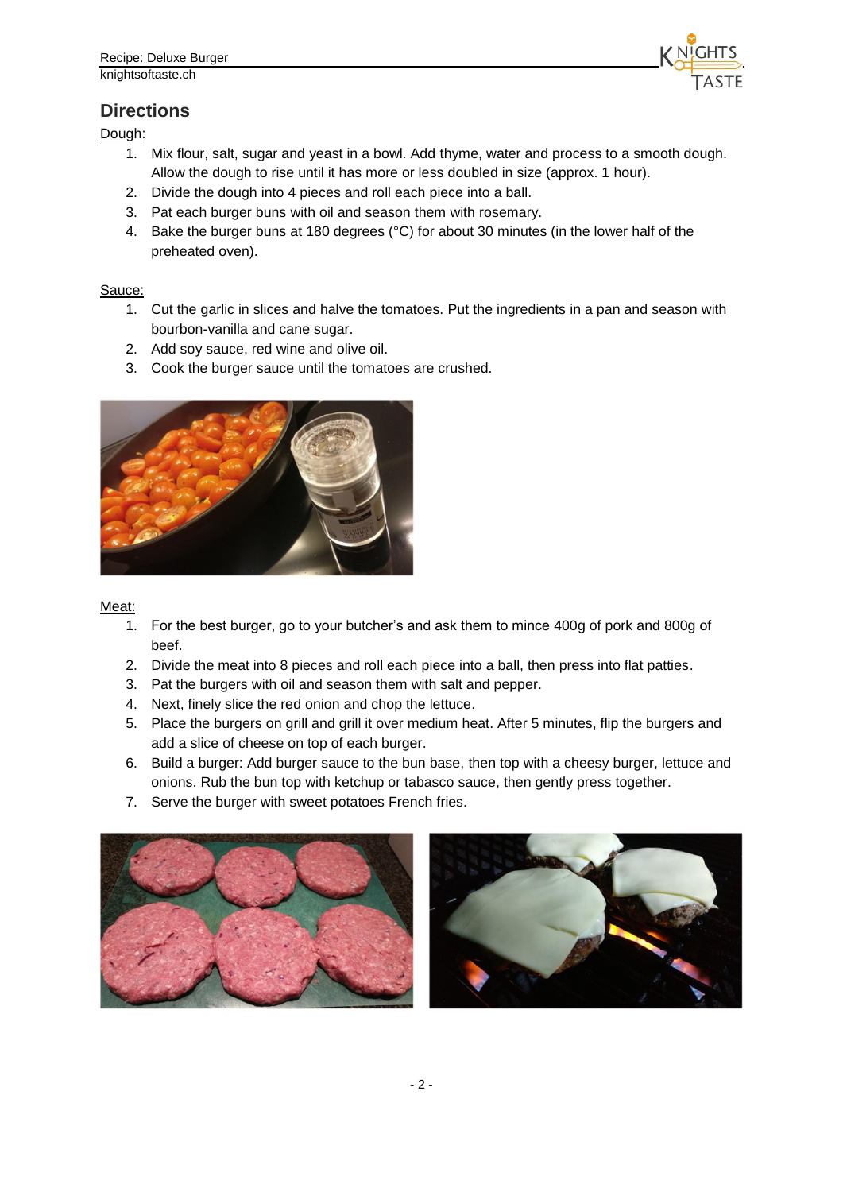## Directions

Dough:

1. Mix flour, salt, sugar and yeast in a bowl. Add thyme, water and process to a smooth dough. Allow the dough to rise until it has more or less doubled in size (approx. 1 hour).
2. Divide the dough into 4 pieces and roll each piece into a ball.
3. Pat each burger buns with oil and season them with rosemary.
4. Bake the burger buns at 180 degrees (°C) for about 30 minutes (in the lower half of the preheated oven).

Sauce:

1. Cut the garlic in slices and halve the tomatoes. Put the ingredients in a pan and season with bourbon-vanilla and cane sugar.
2. Add soy sauce, red wine and olive oil.
3. Cook the burger sauce until the tomatoes are crushed.

Meat:

1. For the best burger, go to your butcher's and ask them to mince 400g of pork and 800g of beef.
2. Divide the meat into 8 pieces and roll each piece into a ball, then press into flat patties.
3. Pat the burgers with oil and season them with salt and pepper.
4. Next, finely slice the red onion and chop the lettuce.
5. Place the burgers on grill and grill it over medium heat. After 5 minutes, flip the burgers and add a slice of cheese on top of each burger.
6. Build a burger: Add burger sauce to the bun base, then top with a cheesy burger, lettuce and onions. Rub the bun top with ketchup or tabasco sauce, then gently press together.
7. Serve the burger with sweet potatoes French fries.